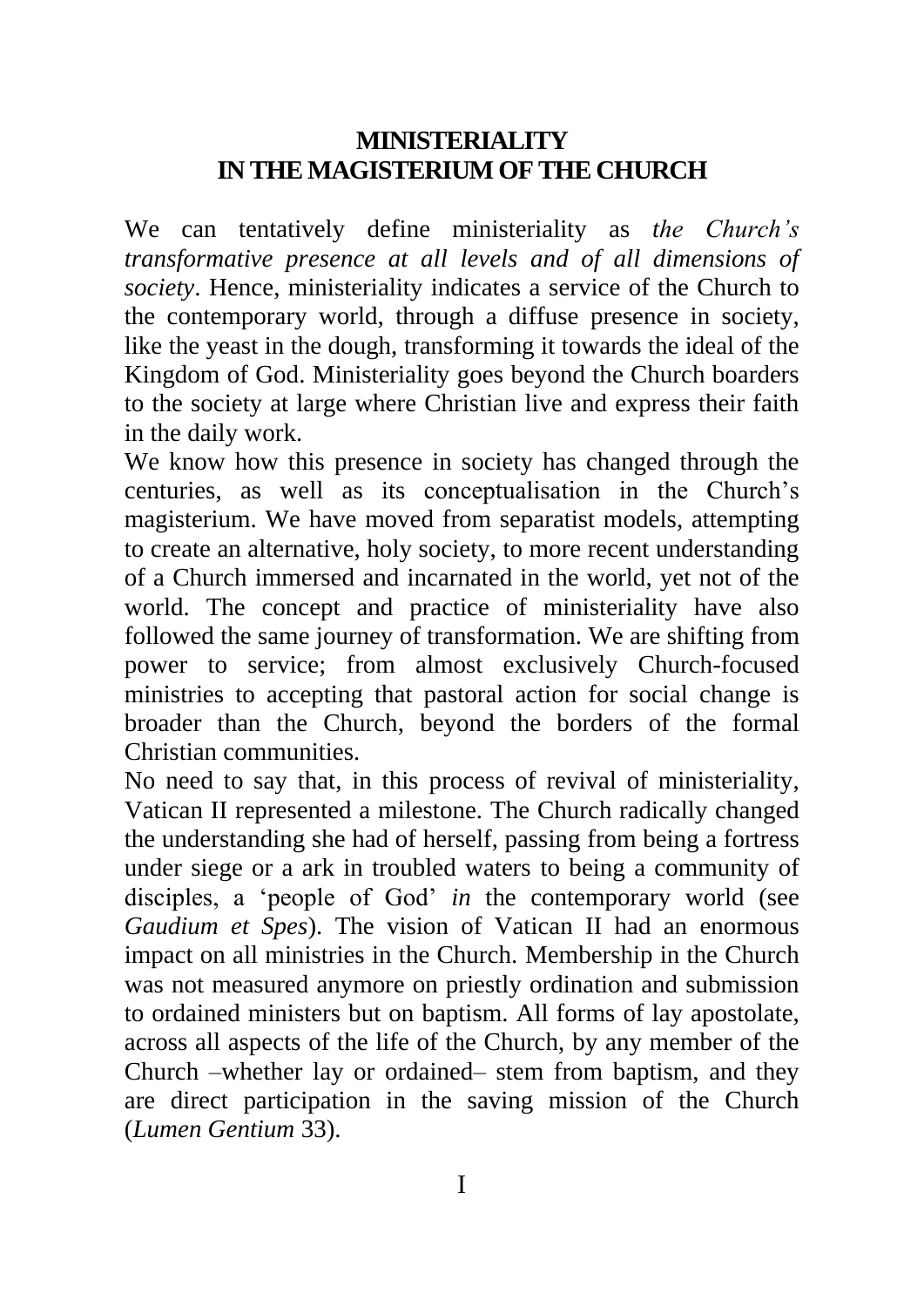# MINISTERIALITY
# IN THE MAGISTERIUM OF THE CHURCH

We can tentatively define ministeriality as *the Church's transformative presence at all levels and of all dimensions of society*. Hence, ministeriality indicates a service of the Church to the contemporary world, through a diffuse presence in society, like the yeast in the dough, transforming it towards the ideal of the Kingdom of God. Ministeriality goes beyond the Church boarders to the society at large where Christian live and express their faith in the daily work.

We know how this presence in society has changed through the centuries, as well as its conceptualisation in the Church's magisterium. We have moved from separatist models, attempting to create an alternative, holy society, to more recent understanding of a Church immersed and incarnated in the world, yet not of the world. The concept and practice of ministeriality have also followed the same journey of transformation. We are shifting from power to service; from almost exclusively Church-focused ministries to accepting that pastoral action for social change is broader than the Church, beyond the borders of the formal Christian communities.

No need to say that, in this process of revival of ministeriality, Vatican II represented a milestone. The Church radically changed the understanding she had of herself, passing from being a fortress under siege or a ark in troubled waters to being a community of disciples, a 'people of God' *in* the contemporary world (see *Gaudium et Spes*). The vision of Vatican II had an enormous impact on all ministries in the Church. Membership in the Church was not measured anymore on priestly ordination and submission to ordained ministers but on baptism. All forms of lay apostolate, across all aspects of the life of the Church, by any member of the Church –whether lay or ordained– stem from baptism, and they are direct participation in the saving mission of the Church (*Lumen Gentium* 33).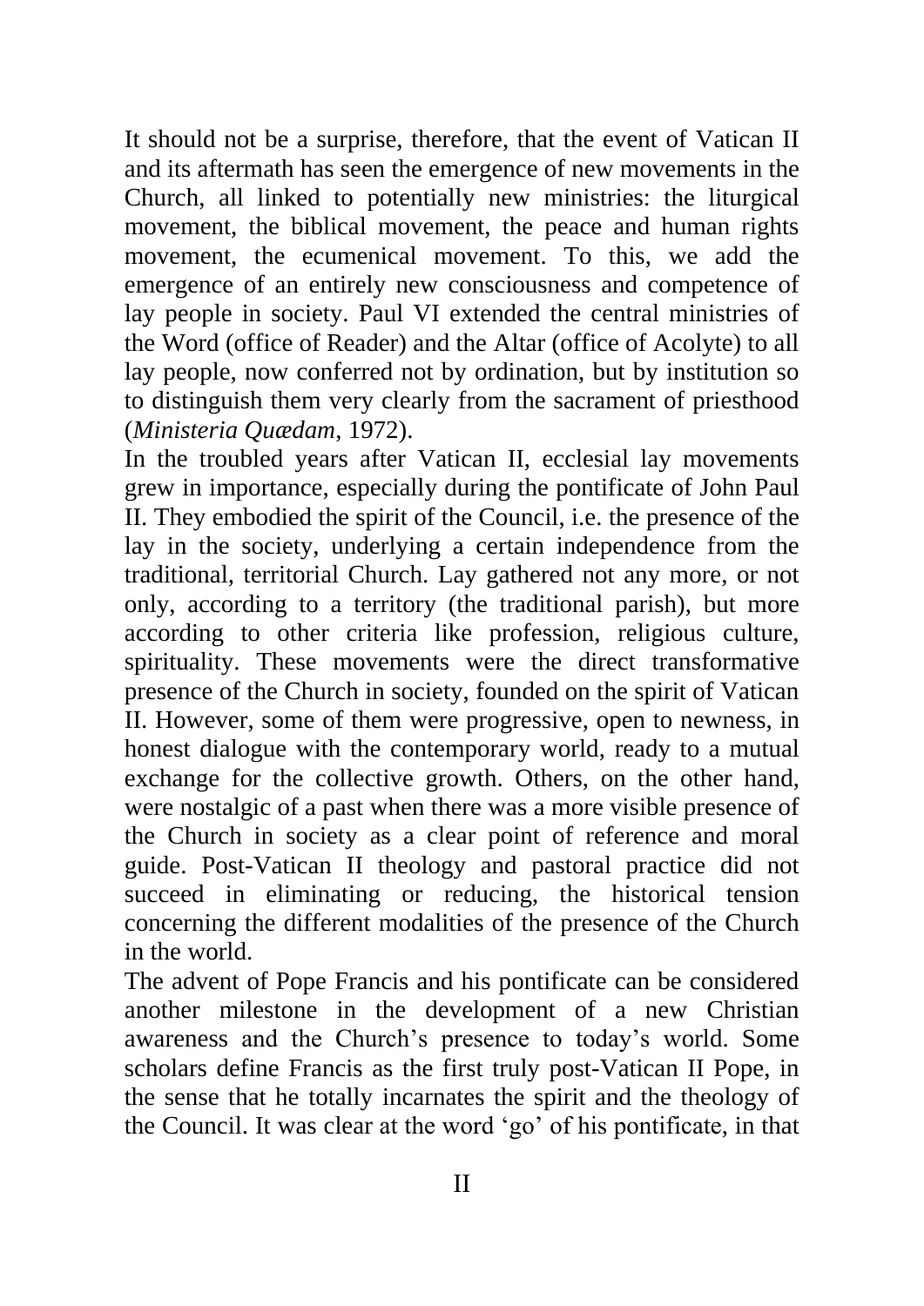It should not be a surprise, therefore, that the event of Vatican II and its aftermath has seen the emergence of new movements in the Church, all linked to potentially new ministries: the liturgical movement, the biblical movement, the peace and human rights movement, the ecumenical movement. To this, we add the emergence of an entirely new consciousness and competence of lay people in society. Paul VI extended the central ministries of the Word (office of Reader) and the Altar (office of Acolyte) to all lay people, now conferred not by ordination, but by institution so to distinguish them very clearly from the sacrament of priesthood (*Ministeria Quædam*, 1972).

In the troubled years after Vatican II, ecclesial lay movements grew in importance, especially during the pontificate of John Paul II. They embodied the spirit of the Council, i.e. the presence of the lay in the society, underlying a certain independence from the traditional, territorial Church. Lay gathered not any more, or not only, according to a territory (the traditional parish), but more according to other criteria like profession, religious culture, spirituality. These movements were the direct transformative presence of the Church in society, founded on the spirit of Vatican II. However, some of them were progressive, open to newness, in honest dialogue with the contemporary world, ready to a mutual exchange for the collective growth. Others, on the other hand, were nostalgic of a past when there was a more visible presence of the Church in society as a clear point of reference and moral guide. Post-Vatican II theology and pastoral practice did not succeed in eliminating or reducing, the historical tension concerning the different modalities of the presence of the Church in the world.

The advent of Pope Francis and his pontificate can be considered another milestone in the development of a new Christian awareness and the Church's presence to today's world. Some scholars define Francis as the first truly post-Vatican II Pope, in the sense that he totally incarnates the spirit and the theology of the Council. It was clear at the word 'go' of his pontificate, in that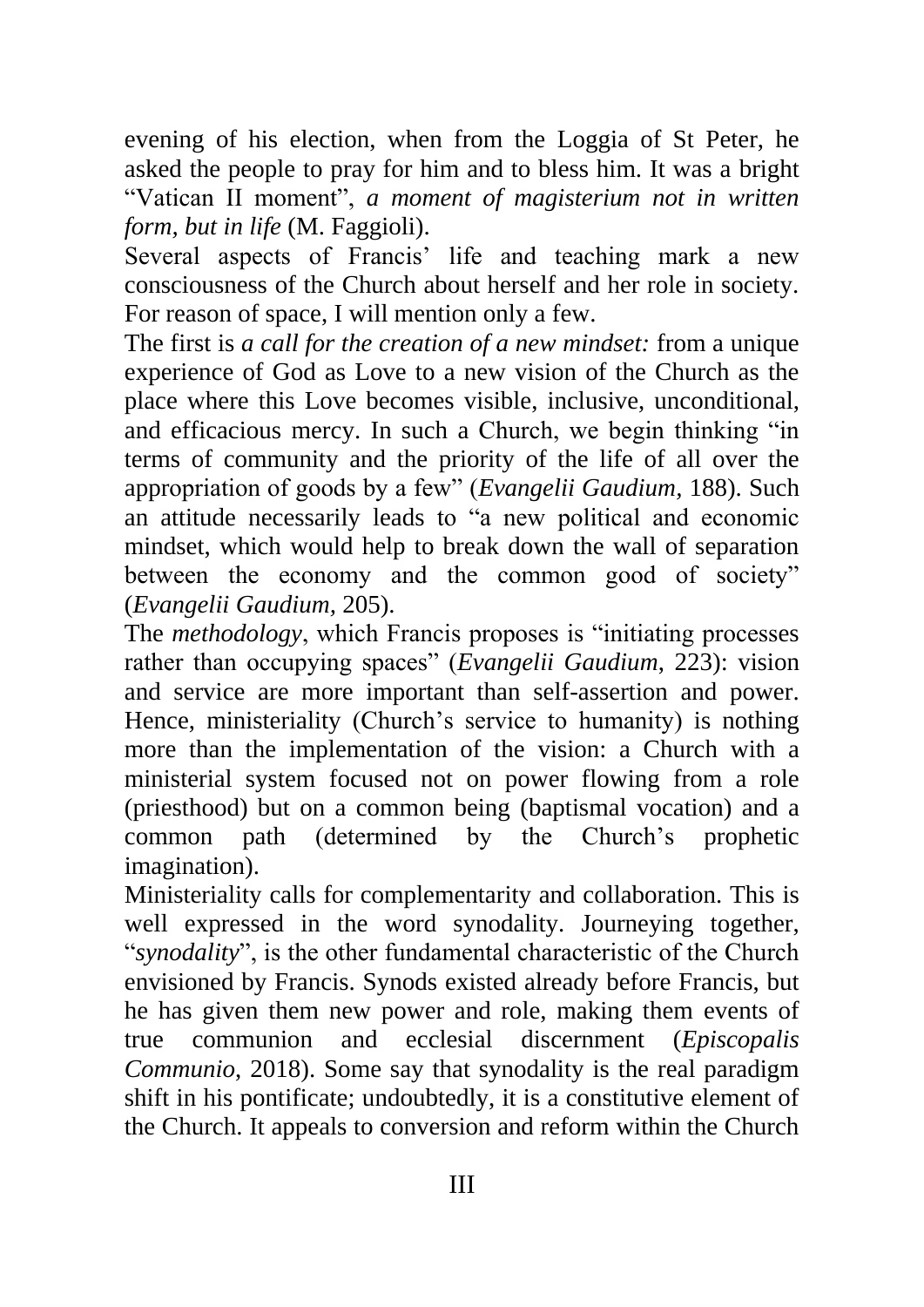evening of his election, when from the Loggia of St Peter, he asked the people to pray for him and to bless him. It was a bright "Vatican II moment", *a moment of magisterium not in written form, but in life* (M. Faggioli).

Several aspects of Francis' life and teaching mark a new consciousness of the Church about herself and her role in society. For reason of space, I will mention only a few.

The first is *a call for the creation of a new mindset:* from a unique experience of God as Love to a new vision of the Church as the place where this Love becomes visible, inclusive, unconditional, and efficacious mercy. In such a Church, we begin thinking "in terms of community and the priority of the life of all over the appropriation of goods by a few" (*Evangelii Gaudium,* 188). Such an attitude necessarily leads to "a new political and economic mindset, which would help to break down the wall of separation between the economy and the common good of society" (*Evangelii Gaudium*, 205).

The *methodology*, which Francis proposes is "initiating processes rather than occupying spaces" (*Evangelii Gaudium*, 223): vision and service are more important than self-assertion and power. Hence, ministeriality (Church's service to humanity) is nothing more than the implementation of the vision: a Church with a ministerial system focused not on power flowing from a role (priesthood) but on a common being (baptismal vocation) and a common path (determined by the Church's prophetic imagination).

Ministeriality calls for complementarity and collaboration. This is well expressed in the word synodality. Journeying together, "*synodality*", is the other fundamental characteristic of the Church envisioned by Francis. Synods existed already before Francis, but he has given them new power and role, making them events of true communion and ecclesial discernment (*Episcopalis Communio*, 2018). Some say that synodality is the real paradigm shift in his pontificate; undoubtedly, it is a constitutive element of the Church. It appeals to conversion and reform within the Church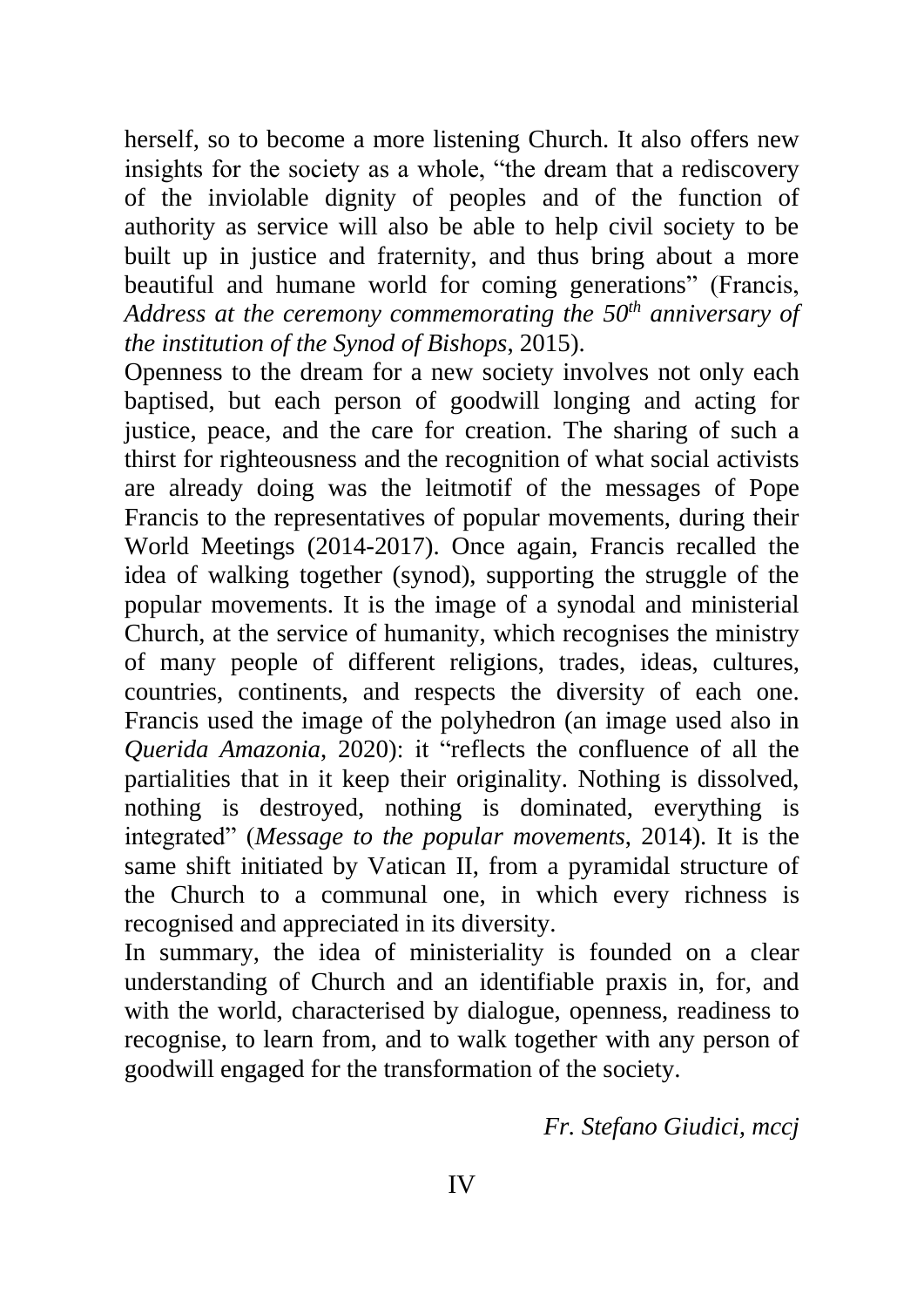herself, so to become a more listening Church. It also offers new insights for the society as a whole, “the dream that a rediscovery of the inviolable dignity of peoples and of the function of authority as service will also be able to help civil society to be built up in justice and fraternity, and thus bring about a more beautiful and humane world for coming generations” (Francis, *Address at the ceremony commemorating the 50th anniversary of the institution of the Synod of Bishops*, 2015).

Openness to the dream for a new society involves not only each baptised, but each person of goodwill longing and acting for justice, peace, and the care for creation. The sharing of such a thirst for righteousness and the recognition of what social activists are already doing was the leitmotif of the messages of Pope Francis to the representatives of popular movements, during their World Meetings (2014-2017). Once again, Francis recalled the idea of walking together (synod), supporting the struggle of the popular movements. It is the image of a synodal and ministerial Church, at the service of humanity, which recognises the ministry of many people of different religions, trades, ideas, cultures, countries, continents, and respects the diversity of each one. Francis used the image of the polyhedron (an image used also in *Querida Amazonia*, 2020): it “reflects the confluence of all the partialities that in it keep their originality. Nothing is dissolved, nothing is destroyed, nothing is dominated, everything is integrated” (*Message to the popular movements*, 2014). It is the same shift initiated by Vatican II, from a pyramidal structure of the Church to a communal one, in which every richness is recognised and appreciated in its diversity.

In summary, the idea of ministeriality is founded on a clear understanding of Church and an identifiable praxis in, for, and with the world, characterised by dialogue, openness, readiness to recognise, to learn from, and to walk together with any person of goodwill engaged for the transformation of the society.

*Fr. Stefano Giudici, mccj*